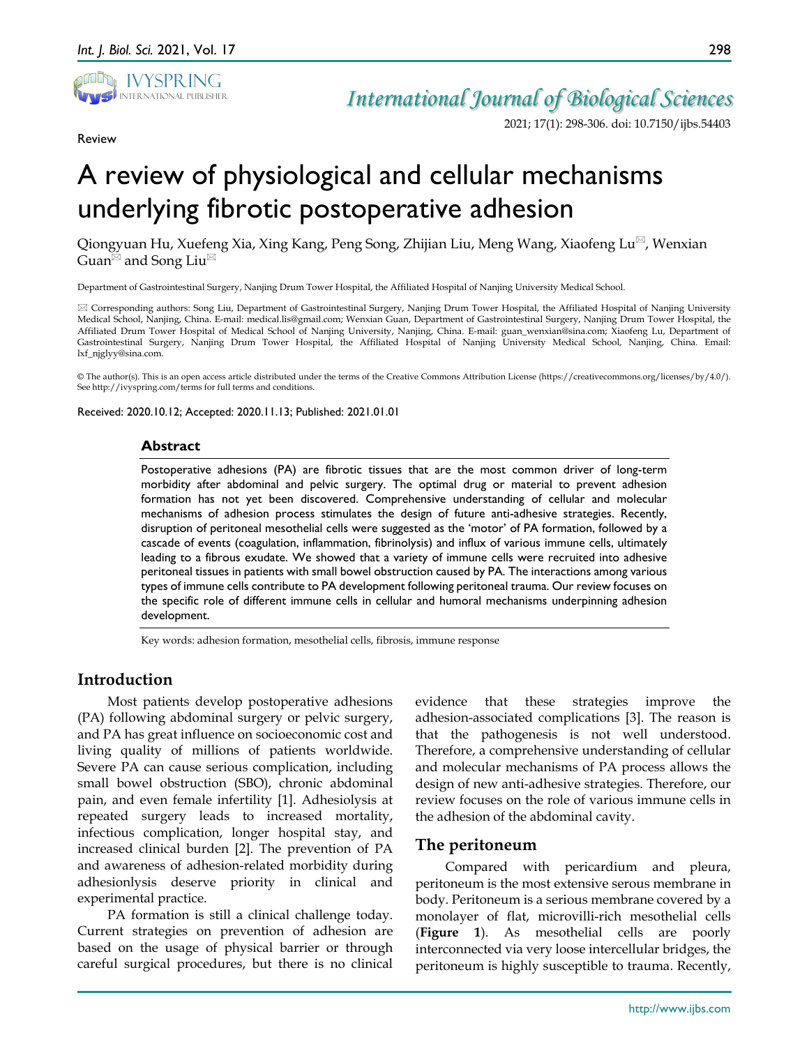Review

# A review of physiological and cellular mechanisms underlying fibrotic postoperative adhesion

Qiongyuan Hu, Xuefeng Xia, Xing Kang, Peng Song, Zhijian Liu, Meng Wang, Xiaofeng Lu✉, Wenxian Guan✉ and Song Liu✉

Department of Gastrointestinal Surgery, Nanjing Drum Tower Hospital, the Affiliated Hospital of Nanjing University Medical School.

✉ Corresponding authors: Song Liu, Department of Gastrointestinal Surgery, Nanjing Drum Tower Hospital, the Affiliated Hospital of Nanjing University Medical School, Nanjing, China. E-mail: medical.lis@gmail.com; Wenxian Guan, Department of Gastrointestinal Surgery, Nanjing Drum Tower Hospital, the Affiliated Drum Tower Hospital of Medical School of Nanjing University, Nanjing, China. E-mail: guan_wenxian@sina.com; Xiaofeng Lu, Department of Gastrointestinal Surgery, Nanjing Drum Tower Hospital, the Affiliated Hospital of Nanjing University Medical School, Nanjing, China. Email: lxf_njglyy@sina.com.

© The author(s). This is an open access article distributed under the terms of the Creative Commons Attribution License (https://creativecommons.org/licenses/by/4.0/). See http://ivyspring.com/terms for full terms and conditions.

Received: 2020.10.12; Accepted: 2020.11.13; Published: 2021.01.01

## Abstract

Postoperative adhesions (PA) are fibrotic tissues that are the most common driver of long-term morbidity after abdominal and pelvic surgery. The optimal drug or material to prevent adhesion formation has not yet been discovered. Comprehensive understanding of cellular and molecular mechanisms of adhesion process stimulates the design of future anti-adhesive strategies. Recently, disruption of peritoneal mesothelial cells were suggested as the 'motor' of PA formation, followed by a cascade of events (coagulation, inflammation, fibrinolysis) and influx of various immune cells, ultimately leading to a fibrous exudate. We showed that a variety of immune cells were recruited into adhesive peritoneal tissues in patients with small bowel obstruction caused by PA. The interactions among various types of immune cells contribute to PA development following peritoneal trauma. Our review focuses on the specific role of different immune cells in cellular and humoral mechanisms underpinning adhesion development.

Key words: adhesion formation, mesothelial cells, fibrosis, immune response

## Introduction

Most patients develop postoperative adhesions (PA) following abdominal surgery or pelvic surgery, and PA has great influence on socioeconomic cost and living quality of millions of patients worldwide. Severe PA can cause serious complication, including small bowel obstruction (SBO), chronic abdominal pain, and even female infertility [1]. Adhesiolysis at repeated surgery leads to increased mortality, infectious complication, longer hospital stay, and increased clinical burden [2]. The prevention of PA and awareness of adhesion-related morbidity during adhesionlysis deserve priority in clinical and experimental practice.

PA formation is still a clinical challenge today. Current strategies on prevention of adhesion are based on the usage of physical barrier or through careful surgical procedures, but there is no clinical evidence that these strategies improve the adhesion-associated complications [3]. The reason is that the pathogenesis is not well understood. Therefore, a comprehensive understanding of cellular and molecular mechanisms of PA process allows the design of new anti-adhesive strategies. Therefore, our review focuses on the role of various immune cells in the adhesion of the abdominal cavity.

## The peritoneum

Compared with pericardium and pleura, peritoneum is the most extensive serous membrane in body. Peritoneum is a serious membrane covered by a monolayer of flat, microvilli-rich mesothelial cells (**Figure 1**). As mesothelial cells are poorly interconnected via very loose intercellular bridges, the peritoneum is highly susceptible to trauma. Recently,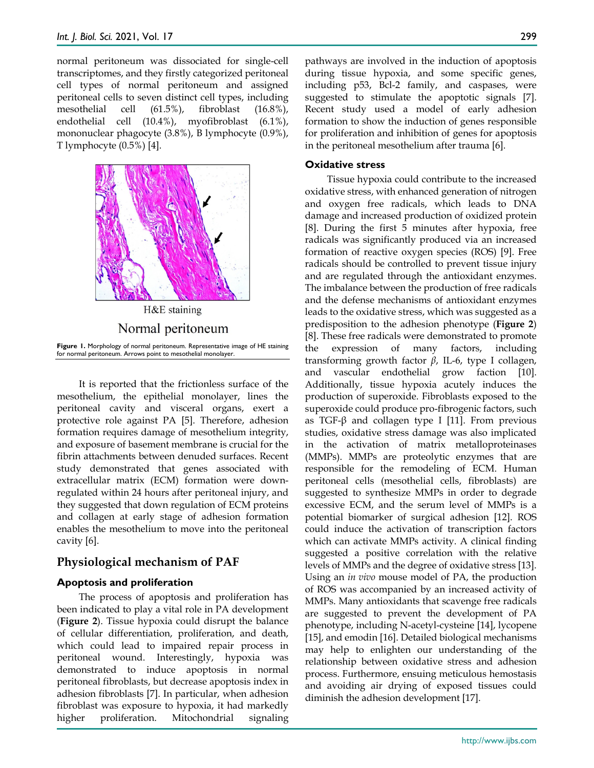normal peritoneum was dissociated for single-cell transcriptomes, and they firstly categorized peritoneal cell types of normal peritoneum and assigned peritoneal cells to seven distinct cell types, including mesothelial cell (61.5%), fibroblast (16.8%), endothelial cell (10.4%), myofibroblast (6.1%), mononuclear phagocyte (3.8%), B lymphocyte (0.9%), T lymphocyte (0.5%) [4].

H&E staining

Normal peritoneum

**Figure 1.** Morphology of normal peritoneum. Representative image of HE staining for normal peritoneum. Arrows point to mesothelial monolayer.

It is reported that the frictionless surface of the mesothelium, the epithelial monolayer, lines the peritoneal cavity and visceral organs, exert a protective role against PA [5]. Therefore, adhesion formation requires damage of mesothelium integrity, and exposure of basement membrane is crucial for the fibrin attachments between denuded surfaces. Recent study demonstrated that genes associated with extracellular matrix (ECM) formation were down-regulated within 24 hours after peritoneal injury, and they suggested that down regulation of ECM proteins and collagen at early stage of adhesion formation enables the mesothelium to move into the peritoneal cavity [6].

## Physiological mechanism of PAF

### Apoptosis and proliferation

The process of apoptosis and proliferation has been indicated to play a vital role in PA development (**Figure 2**). Tissue hypoxia could disrupt the balance of cellular differentiation, proliferation, and death, which could lead to impaired repair process in peritoneal wound. Interestingly, hypoxia was demonstrated to induce apoptosis in normal peritoneal fibroblasts, but decrease apoptosis index in adhesion fibroblasts [7]. In particular, when adhesion fibroblast was exposure to hypoxia, it had markedly higher proliferation. Mitochondrial signaling pathways are involved in the induction of apoptosis during tissue hypoxia, and some specific genes, including p53, Bcl-2 family, and caspases, were suggested to stimulate the apoptotic signals [7]. Recent study used a model of early adhesion formation to show the induction of genes responsible for proliferation and inhibition of genes for apoptosis in the peritoneal mesothelium after trauma [6].

### Oxidative stress

Tissue hypoxia could contribute to the increased oxidative stress, with enhanced generation of nitrogen and oxygen free radicals, which leads to DNA damage and increased production of oxidized protein [8]. During the first 5 minutes after hypoxia, free radicals was significantly produced via an increased formation of reactive oxygen species (ROS) [9]. Free radicals should be controlled to prevent tissue injury and are regulated through the antioxidant enzymes. The imbalance between the production of free radicals and the defense mechanisms of antioxidant enzymes leads to the oxidative stress, which was suggested as a predisposition to the adhesion phenotype (**Figure 2**) [8]. These free radicals were demonstrated to promote the expression of many factors, including transforming growth factor *β*, IL-6, type I collagen, and vascular endothelial grow faction [10]. Additionally, tissue hypoxia acutely induces the production of superoxide. Fibroblasts exposed to the superoxide could produce pro-fibrogenic factors, such as TGF-β and collagen type I [11]. From previous studies, oxidative stress damage was also implicated in the activation of matrix metalloproteinases (MMPs). MMPs are proteolytic enzymes that are responsible for the remodeling of ECM. Human peritoneal cells (mesothelial cells, fibroblasts) are suggested to synthesize MMPs in order to degrade excessive ECM, and the serum level of MMPs is a potential biomarker of surgical adhesion [12]. ROS could induce the activation of transcription factors which can activate MMPs activity. A clinical finding suggested a positive correlation with the relative levels of MMPs and the degree of oxidative stress [13]. Using an *in vivo* mouse model of PA, the production of ROS was accompanied by an increased activity of MMPs. Many antioxidants that scavenge free radicals are suggested to prevent the development of PA phenotype, including N-acetyl-cysteine [14], lycopene [15], and emodin [16]. Detailed biological mechanisms may help to enlighten our understanding of the relationship between oxidative stress and adhesion process. Furthermore, ensuring meticulous hemostasis and avoiding air drying of exposed tissues could diminish the adhesion development [17].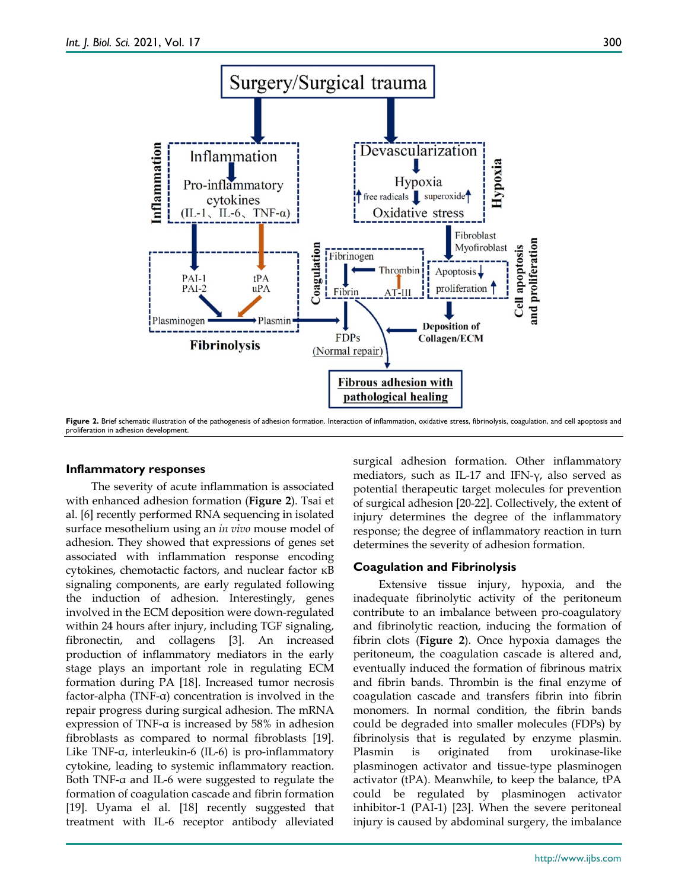Surgery/Surgical trauma

Inflammation

Inflammation

Pro-inflammatory cytokines (IL-1、IL-6、TNF-α)

Devascularization

Hypoxia

free radicals

superoxide

Oxidative stress

Hypoxia

Fibroblast

Myofibroblast

Coagulation

Fibrinogen

Thrombin

Fibrin

AT-III

Apoptosis

proliferation

Cell apoptosis and proliferation

PAI-1

PAI-2

tPA

uPA

Plasminogen

Plasmin

Fibrinolysis

FDPs

(Normal repair)

Deposition of Collagen/ECM

Fibrous adhesion with pathological healing

**Figure 2.** Brief schematic illustration of the pathogenesis of adhesion formation. Interaction of inflammation, oxidative stress, fibrinolysis, coagulation, and cell apoptosis and proliferation in adhesion development.

### Inflammatory responses

The severity of acute inflammation is associated with enhanced adhesion formation (**Figure 2**). Tsai et al. [6] recently performed RNA sequencing in isolated surface mesothelium using an *in vivo* mouse model of adhesion. They showed that expressions of genes set associated with inflammation response encoding cytokines, chemotactic factors, and nuclear factor κB signaling components, are early regulated following the induction of adhesion. Interestingly, genes involved in the ECM deposition were down-regulated within 24 hours after injury, including TGF signaling, fibronectin, and collagens [3]. An increased production of inflammatory mediators in the early stage plays an important role in regulating ECM formation during PA [18]. Increased tumor necrosis factor-alpha (TNF-α) concentration is involved in the repair progress during surgical adhesion. The mRNA expression of TNF-α is increased by 58% in adhesion fibroblasts as compared to normal fibroblasts [19]. Like TNF-α, interleukin-6 (IL-6) is pro-inflammatory cytokine, leading to systemic inflammatory reaction. Both TNF-α and IL-6 were suggested to regulate the formation of coagulation cascade and fibrin formation [19]. Uyama el al. [18] recently suggested that treatment with IL-6 receptor antibody alleviated surgical adhesion formation. Other inflammatory mediators, such as IL-17 and IFN-γ, also served as potential therapeutic target molecules for prevention of surgical adhesion [20-22]. Collectively, the extent of injury determines the degree of the inflammatory response; the degree of inflammatory reaction in turn determines the severity of adhesion formation.

### Coagulation and Fibrinolysis

Extensive tissue injury, hypoxia, and the inadequate fibrinolytic activity of the peritoneum contribute to an imbalance between pro-coagulatory and fibrinolytic reaction, inducing the formation of fibrin clots (**Figure 2**). Once hypoxia damages the peritoneum, the coagulation cascade is altered and, eventually induced the formation of fibrinous matrix and fibrin bands. Thrombin is the final enzyme of coagulation cascade and transfers fibrin into fibrin monomers. In normal condition, the fibrin bands could be degraded into smaller molecules (FDPs) by fibrinolysis that is regulated by enzyme plasmin. Plasmin is originated from urokinase-like plasminogen activator and tissue-type plasminogen activator (tPA). Meanwhile, to keep the balance, tPA could be regulated by plasminogen activator inhibitor-1 (PAI-1) [23]. When the severe peritoneal injury is caused by abdominal surgery, the imbalance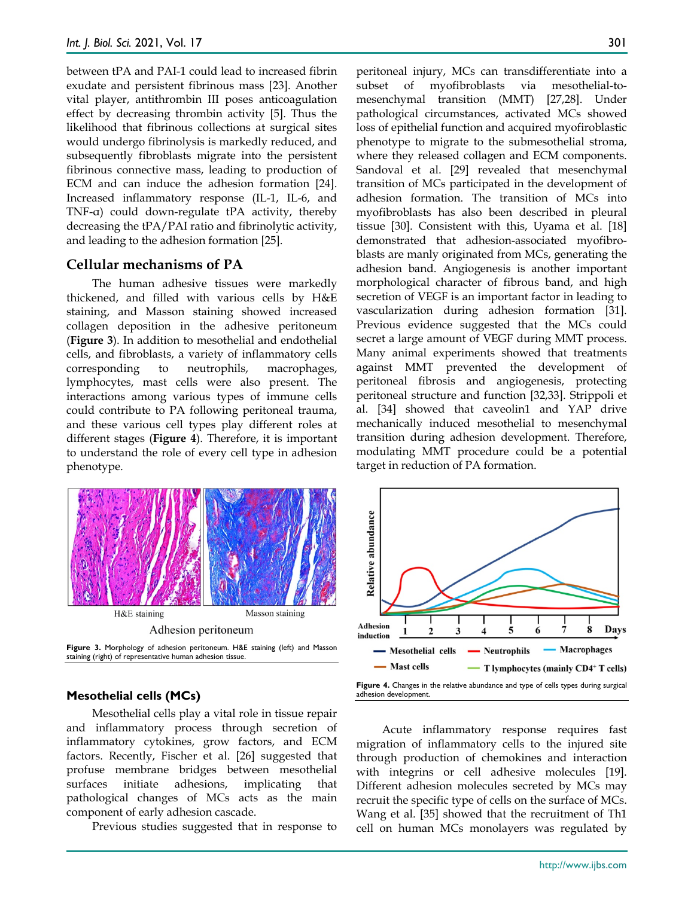between tPA and PAI-1 could lead to increased fibrin exudate and persistent fibrinous mass [23]. Another vital player, antithrombin III poses anticoagulation effect by decreasing thrombin activity [5]. Thus the likelihood that fibrinous collections at surgical sites would undergo fibrinolysis is markedly reduced, and subsequently fibroblasts migrate into the persistent fibrinous connective mass, leading to production of ECM and can induce the adhesion formation [24]. Increased inflammatory response (IL-1, IL-6, and TNF-α) could down-regulate tPA activity, thereby decreasing the tPA/PAI ratio and fibrinolytic activity, and leading to the adhesion formation [25].

## Cellular mechanisms of PA

The human adhesive tissues were markedly thickened, and filled with various cells by H&E staining, and Masson staining showed increased collagen deposition in the adhesive peritoneum (**Figure 3**). In addition to mesothelial and endothelial cells, and fibroblasts, a variety of inflammatory cells corresponding to neutrophils, macrophages, lymphocytes, mast cells were also present. The interactions among various types of immune cells could contribute to PA following peritoneal trauma, and these various cell types play different roles at different stages (**Figure 4**). Therefore, it is important to understand the role of every cell type in adhesion phenotype.

H&E staining

Masson staining

Adhesion peritoneum

**Figure 3.** Morphology of adhesion peritoneum. H&E staining (left) and Masson staining (right) of representative human adhesion tissue.

### Mesothelial cells (MCs)

Mesothelial cells play a vital role in tissue repair and inflammatory process through secretion of inflammatory cytokines, grow factors, and ECM factors. Recently, Fischer et al. [26] suggested that profuse membrane bridges between mesothelial surfaces initiate adhesions, implicating that pathological changes of MCs acts as the main component of early adhesion cascade.

Previous studies suggested that in response to peritoneal injury, MCs can transdifferentiate into a subset of myofibroblasts via mesothelial-to-mesenchymal transition (MMT) [27,28]. Under pathological circumstances, activated MCs showed loss of epithelial function and acquired myofiroblastic phenotype to migrate to the submesothelial stroma, where they released collagen and ECM components. Sandoval et al. [29] revealed that mesenchymal transition of MCs participated in the development of adhesion formation. The transition of MCs into myofibroblasts has also been described in pleural tissue [30]. Consistent with this, Uyama et al. [18] demonstrated that adhesion-associated myofibroblasts are manly originated from MCs, generating the adhesion band. Angiogenesis is another important morphological character of fibrous band, and high secretion of VEGF is an important factor in leading to vascularization during adhesion formation [31]. Previous evidence suggested that the MCs could secret a large amount of VEGF during MMT process. Many animal experiments showed that treatments against MMT prevented the development of peritoneal fibrosis and angiogenesis, protecting peritoneal structure and function [32,33]. Strippoli et al. [34] showed that caveolin1 and YAP drive mechanically induced mesothelial to mesenchymal transition during adhesion development. Therefore, modulating MMT procedure could be a potential target in reduction of PA formation.

Relative abundance

Adhesion induction

1 2 3 4 5 6 7 8 Days

Mesothelial cells
Neutrophils
Macrophages
Mast cells
T lymphocytes (mainly CD4$^+$ T cells)

**Figure 4.** Changes in the relative abundance and type of cells types during surgical adhesion development.

Acute inflammatory response requires fast migration of inflammatory cells to the injured site through production of chemokines and interaction with integrins or cell adhesive molecules [19]. Different adhesion molecules secreted by MCs may recruit the specific type of cells on the surface of MCs. Wang et al. [35] showed that the recruitment of Th1 cell on human MCs monolayers was regulated by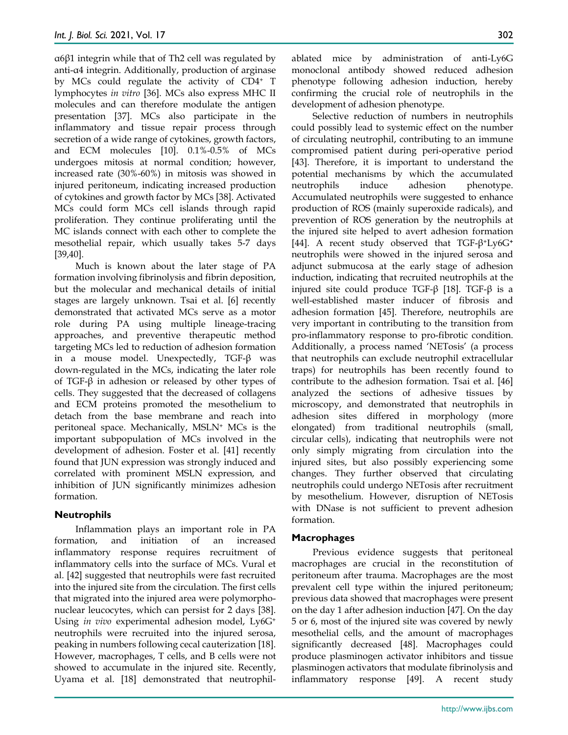α6β1 integrin while that of Th2 cell was regulated by anti-α4 integrin. Additionally, production of arginase by MCs could regulate the activity of $CD4^+$ T lymphocytes *in vitro* [36]. MCs also express MHC II molecules and can therefore modulate the antigen presentation [37]. MCs also participate in the inflammatory and tissue repair process through secretion of a wide range of cytokines, growth factors, and ECM molecules [10]. 0.1%-0.5% of MCs undergoes mitosis at normal condition; however, increased rate (30%-60%) in mitosis was showed in injured peritoneum, indicating increased production of cytokines and growth factor by MCs [38]. Activated MCs could form MCs cell islands through rapid proliferation. They continue proliferating until the MC islands connect with each other to complete the mesothelial repair, which usually takes 5-7 days [39,40].

Much is known about the later stage of PA formation involving fibrinolysis and fibrin deposition, but the molecular and mechanical details of initial stages are largely unknown. Tsai et al. [6] recently demonstrated that activated MCs serve as a motor role during PA using multiple lineage-tracing approaches, and preventive therapeutic method targeting MCs led to reduction of adhesion formation in a mouse model. Unexpectedly, TGF-β was down-regulated in the MCs, indicating the later role of TGF-β in adhesion or released by other types of cells. They suggested that the decreased of collagens and ECM proteins promoted the mesothelium to detach from the base membrane and reach into peritoneal space. Mechanically, $MSLN^+$ MCs is the important subpopulation of MCs involved in the development of adhesion. Foster et al. [41] recently found that JUN expression was strongly induced and correlated with prominent MSLN expression, and inhibition of JUN significantly minimizes adhesion formation.

### Neutrophils

Inflammation plays an important role in PA formation, and initiation of an increased inflammatory response requires recruitment of inflammatory cells into the surface of MCs. Vural et al. [42] suggested that neutrophils were fast recruited into the injured site from the circulation. The first cells that migrated into the injured area were polymorphonuclear leucocytes, which can persist for 2 days [38]. Using *in vivo* experimental adhesion model, $Ly6G^+$ neutrophils were recruited into the injured serosa, peaking in numbers following cecal cauterization [18]. However, macrophages, T cells, and B cells were not showed to accumulate in the injured site. Recently, Uyama et al. [18] demonstrated that neutrophil-ablated mice by administration of anti-Ly6G monoclonal antibody showed reduced adhesion phenotype following adhesion induction, hereby confirming the crucial role of neutrophils in the development of adhesion phenotype.

Selective reduction of numbers in neutrophils could possibly lead to systemic effect on the number of circulating neutrophil, contributing to an immune compromised patient during peri-operative period [43]. Therefore, it is important to understand the potential mechanisms by which the accumulated neutrophils induce adhesion phenotype. Accumulated neutrophils were suggested to enhance production of ROS (mainly superoxide radicals), and prevention of ROS generation by the neutrophils at the injured site helped to avert adhesion formation [44]. A recent study observed that $TGF\text{-}\beta^+Ly6G^+$ neutrophils were showed in the injured serosa and adjunct submucosa at the early stage of adhesion induction, indicating that recruited neutrophils at the injured site could produce TGF-β [18]. TGF-β is a well-established master inducer of fibrosis and adhesion formation [45]. Therefore, neutrophils are very important in contributing to the transition from pro-inflammatory response to pro-fibrotic condition. Additionally, a process named 'NETosis' (a process that neutrophils can exclude neutrophil extracellular traps) for neutrophils has been recently found to contribute to the adhesion formation. Tsai et al. [46] analyzed the sections of adhesive tissues by microscopy, and demonstrated that neutrophils in adhesion sites differed in morphology (more elongated) from traditional neutrophils (small, circular cells), indicating that neutrophils were not only simply migrating from circulation into the injured sites, but also possibly experiencing some changes. They further observed that circulating neutrophils could undergo NETosis after recruitment by mesothelium. However, disruption of NETosis with DNase is not sufficient to prevent adhesion formation.

### Macrophages

Previous evidence suggests that peritoneal macrophages are crucial in the reconstitution of peritoneum after trauma. Macrophages are the most prevalent cell type within the injured peritoneum; previous data showed that macrophages were present on the day 1 after adhesion induction [47]. On the day 5 or 6, most of the injured site was covered by newly mesothelial cells, and the amount of macrophages significantly decreased [48]. Macrophages could produce plasminogen activator inhibitors and tissue plasminogen activators that modulate fibrinolysis and inflammatory response [49]. A recent study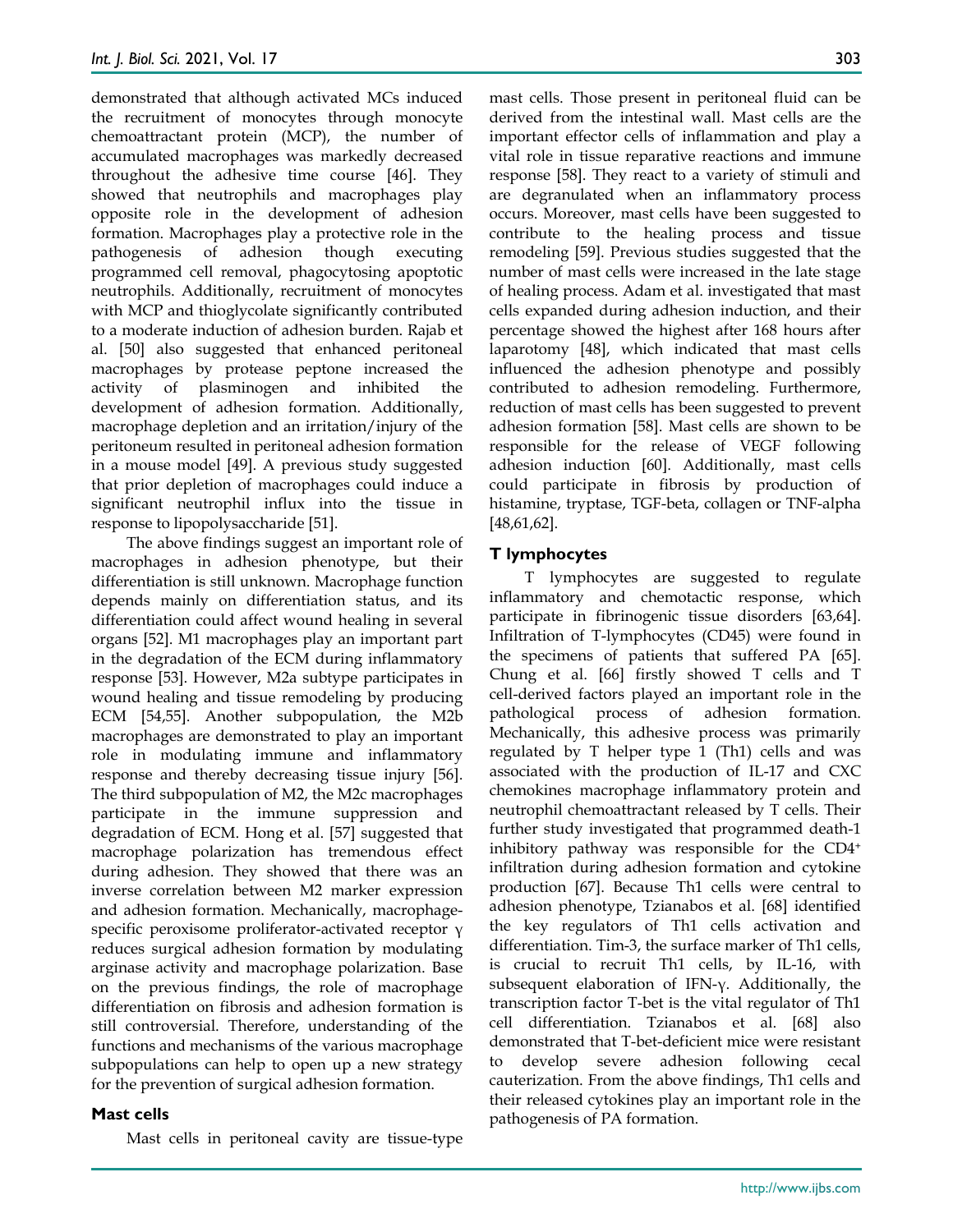demonstrated that although activated MCs induced the recruitment of monocytes through monocyte chemoattractant protein (MCP), the number of accumulated macrophages was markedly decreased throughout the adhesive time course [46]. They showed that neutrophils and macrophages play opposite role in the development of adhesion formation. Macrophages play a protective role in the pathogenesis of adhesion though executing programmed cell removal, phagocytosing apoptotic neutrophils. Additionally, recruitment of monocytes with MCP and thioglycolate significantly contributed to a moderate induction of adhesion burden. Rajab et al. [50] also suggested that enhanced peritoneal macrophages by protease peptone increased the activity of plasminogen and inhibited the development of adhesion formation. Additionally, macrophage depletion and an irritation/injury of the peritoneum resulted in peritoneal adhesion formation in a mouse model [49]. A previous study suggested that prior depletion of macrophages could induce a significant neutrophil influx into the tissue in response to lipopolysaccharide [51].

The above findings suggest an important role of macrophages in adhesion phenotype, but their differentiation is still unknown. Macrophage function depends mainly on differentiation status, and its differentiation could affect wound healing in several organs [52]. M1 macrophages play an important part in the degradation of the ECM during inflammatory response [53]. However, M2a subtype participates in wound healing and tissue remodeling by producing ECM [54,55]. Another subpopulation, the M2b macrophages are demonstrated to play an important role in modulating immune and inflammatory response and thereby decreasing tissue injury [56]. The third subpopulation of M2, the M2c macrophages participate in the immune suppression and degradation of ECM. Hong et al. [57] suggested that macrophage polarization has tremendous effect during adhesion. They showed that there was an inverse correlation between M2 marker expression and adhesion formation. Mechanically, macrophage-specific peroxisome proliferator-activated receptor γ reduces surgical adhesion formation by modulating arginase activity and macrophage polarization. Base on the previous findings, the role of macrophage differentiation on fibrosis and adhesion formation is still controversial. Therefore, understanding of the functions and mechanisms of the various macrophage subpopulations can help to open up a new strategy for the prevention of surgical adhesion formation.

### Mast cells

Mast cells in peritoneal cavity are tissue-type mast cells. Those present in peritoneal fluid can be derived from the intestinal wall. Mast cells are the important effector cells of inflammation and play a vital role in tissue reparative reactions and immune response [58]. They react to a variety of stimuli and are degranulated when an inflammatory process occurs. Moreover, mast cells have been suggested to contribute to the healing process and tissue remodeling [59]. Previous studies suggested that the number of mast cells were increased in the late stage of healing process. Adam et al. investigated that mast cells expanded during adhesion induction, and their percentage showed the highest after 168 hours after laparotomy [48], which indicated that mast cells influenced the adhesion phenotype and possibly contributed to adhesion remodeling. Furthermore, reduction of mast cells has been suggested to prevent adhesion formation [58]. Mast cells are shown to be responsible for the release of VEGF following adhesion induction [60]. Additionally, mast cells could participate in fibrosis by production of histamine, tryptase, TGF-beta, collagen or TNF-alpha [48,61,62].

### T lymphocytes

T lymphocytes are suggested to regulate inflammatory and chemotactic response, which participate in fibrinogenic tissue disorders [63,64]. Infiltration of T-lymphocytes (CD45) were found in the specimens of patients that suffered PA [65]. Chung et al. [66] firstly showed T cells and T cell-derived factors played an important role in the pathological process of adhesion formation. Mechanically, this adhesive process was primarily regulated by T helper type 1 (Th1) cells and was associated with the production of IL-17 and CXC chemokines macrophage inflammatory protein and neutrophil chemoattractant released by T cells. Their further study investigated that programmed death-1 inhibitory pathway was responsible for the $CD4^+$ infiltration during adhesion formation and cytokine production [67]. Because Th1 cells were central to adhesion phenotype, Tzianabos et al. [68] identified the key regulators of Th1 cells activation and differentiation. Tim-3, the surface marker of Th1 cells, is crucial to recruit Th1 cells, by IL-16, with subsequent elaboration of IFN-γ. Additionally, the transcription factor T-bet is the vital regulator of Th1 cell differentiation. Tzianabos et al. [68] also demonstrated that T-bet-deficient mice were resistant to develop severe adhesion following cecal cauterization. From the above findings, Th1 cells and their released cytokines play an important role in the pathogenesis of PA formation.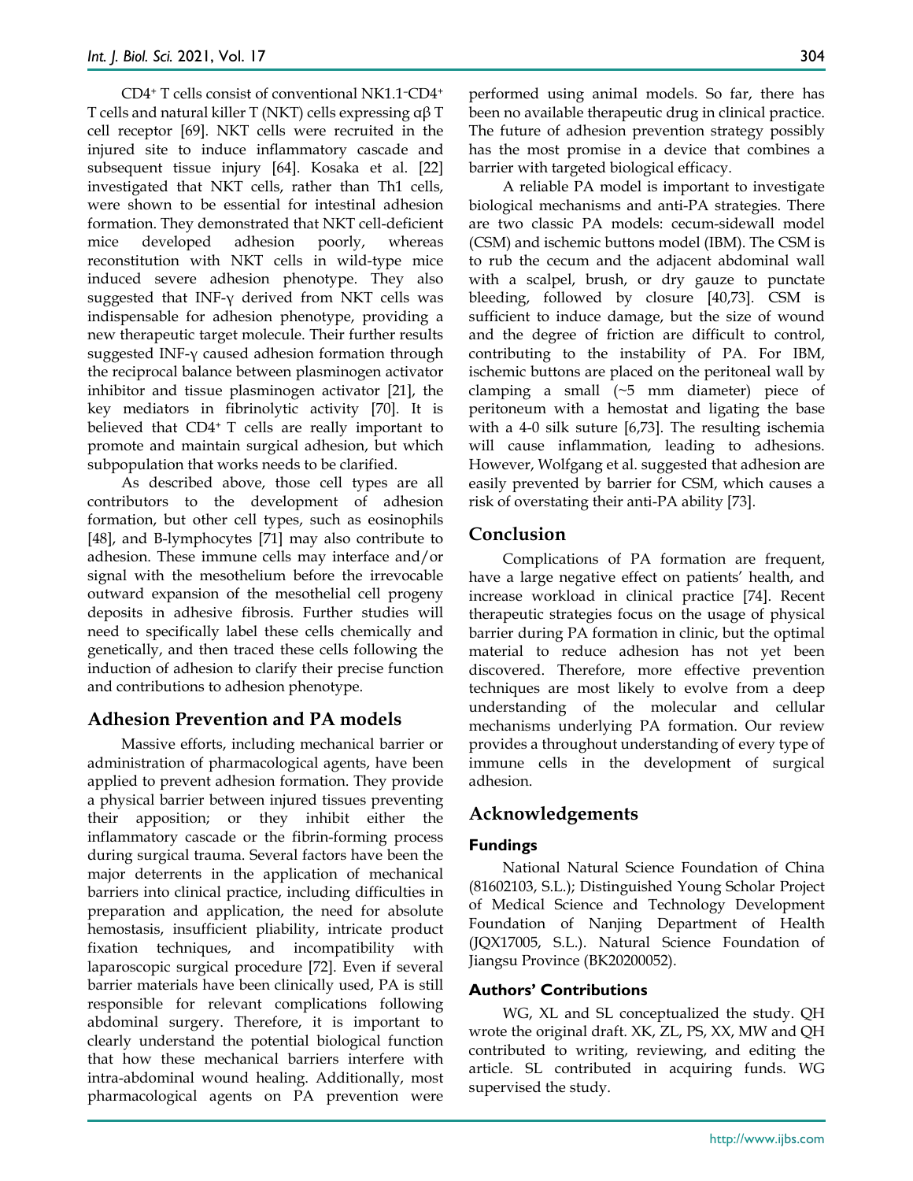$CD4^+$ T cells consist of conventional $NK1.1^-CD4^+$ T cells and natural killer T (NKT) cells expressing αβ T cell receptor [69]. NKT cells were recruited in the injured site to induce inflammatory cascade and subsequent tissue injury [64]. Kosaka et al. [22] investigated that NKT cells, rather than Th1 cells, were shown to be essential for intestinal adhesion formation. They demonstrated that NKT cell-deficient mice developed adhesion poorly, whereas reconstitution with NKT cells in wild-type mice induced severe adhesion phenotype. They also suggested that INF-γ derived from NKT cells was indispensable for adhesion phenotype, providing a new therapeutic target molecule. Their further results suggested INF-γ caused adhesion formation through the reciprocal balance between plasminogen activator inhibitor and tissue plasminogen activator [21], the key mediators in fibrinolytic activity [70]. It is believed that $CD4^+$ T cells are really important to promote and maintain surgical adhesion, but which subpopulation that works needs to be clarified.

As described above, those cell types are all contributors to the development of adhesion formation, but other cell types, such as eosinophils [48], and B-lymphocytes [71] may also contribute to adhesion. These immune cells may interface and/or signal with the mesothelium before the irrevocable outward expansion of the mesothelial cell progeny deposits in adhesive fibrosis. Further studies will need to specifically label these cells chemically and genetically, and then traced these cells following the induction of adhesion to clarify their precise function and contributions to adhesion phenotype.

## Adhesion Prevention and PA models

Massive efforts, including mechanical barrier or administration of pharmacological agents, have been applied to prevent adhesion formation. They provide a physical barrier between injured tissues preventing their apposition; or they inhibit either the inflammatory cascade or the fibrin-forming process during surgical trauma. Several factors have been the major deterrents in the application of mechanical barriers into clinical practice, including difficulties in preparation and application, the need for absolute hemostasis, insufficient pliability, intricate product fixation techniques, and incompatibility with laparoscopic surgical procedure [72]. Even if several barrier materials have been clinically used, PA is still responsible for relevant complications following abdominal surgery. Therefore, it is important to clearly understand the potential biological function that how these mechanical barriers interfere with intra-abdominal wound healing. Additionally, most pharmacological agents on PA prevention were performed using animal models. So far, there has been no available therapeutic drug in clinical practice. The future of adhesion prevention strategy possibly has the most promise in a device that combines a barrier with targeted biological efficacy.

A reliable PA model is important to investigate biological mechanisms and anti-PA strategies. There are two classic PA models: cecum-sidewall model (CSM) and ischemic buttons model (IBM). The CSM is to rub the cecum and the adjacent abdominal wall with a scalpel, brush, or dry gauze to punctate bleeding, followed by closure [40,73]. CSM is sufficient to induce damage, but the size of wound and the degree of friction are difficult to control, contributing to the instability of PA. For IBM, ischemic buttons are placed on the peritoneal wall by clamping a small (~5 mm diameter) piece of peritoneum with a hemostat and ligating the base with a 4-0 silk suture [6,73]. The resulting ischemia will cause inflammation, leading to adhesions. However, Wolfgang et al. suggested that adhesion are easily prevented by barrier for CSM, which causes a risk of overstating their anti-PA ability [73].

## Conclusion

Complications of PA formation are frequent, have a large negative effect on patients' health, and increase workload in clinical practice [74]. Recent therapeutic strategies focus on the usage of physical barrier during PA formation in clinic, but the optimal material to reduce adhesion has not yet been discovered. Therefore, more effective prevention techniques are most likely to evolve from a deep understanding of the molecular and cellular mechanisms underlying PA formation. Our review provides a throughout understanding of every type of immune cells in the development of surgical adhesion.

## Acknowledgements

### Fundings

National Natural Science Foundation of China (81602103, S.L.); Distinguished Young Scholar Project of Medical Science and Technology Development Foundation of Nanjing Department of Health (JQX17005, S.L.). Natural Science Foundation of Jiangsu Province (BK20200052).

### Authors' Contributions

WG, XL and SL conceptualized the study. QH wrote the original draft. XK, ZL, PS, XX, MW and QH contributed to writing, reviewing, and editing the article. SL contributed in acquiring funds. WG supervised the study.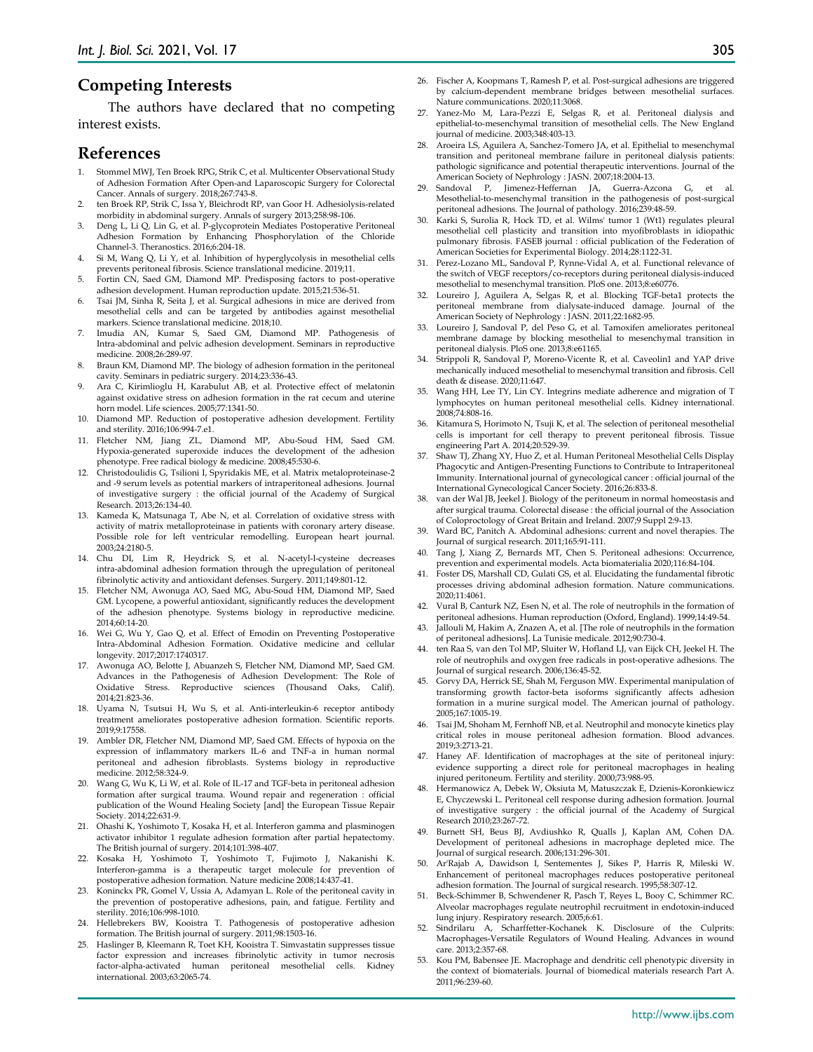## Competing Interests

The authors have declared that no competing interest exists.

## References

1. Stommel MWJ, Ten Broek RPG, Strik C, et al. Multicenter Observational Study of Adhesion Formation After Open-and Laparoscopic Surgery for Colorectal Cancer. Annals of surgery. 2018;267:743-8.
2. ten Broek RP, Strik C, Issa Y, Bleichrodt RP, van Goor H. Adhesiolysis-related morbidity in abdominal surgery. Annals of surgery 2013;258:98-106.
3. Deng L, Li Q, Lin G, et al. P-glycoprotein Mediates Postoperative Peritoneal Adhesion Formation by Enhancing Phosphorylation of the Chloride Channel-3. Theranostics. 2016;6:204-18.
4. Si M, Wang Q, Li Y, et al. Inhibition of hyperglycolysis in mesothelial cells prevents peritoneal fibrosis. Science translational medicine. 2019;11.
5. Fortin CN, Saed GM, Diamond MP. Predisposing factors to post-operative adhesion development. Human reproduction update. 2015;21:536-51.
6. Tsai JM, Sinha R, Seita J, et al. Surgical adhesions in mice are derived from mesothelial cells and can be targeted by antibodies against mesothelial markers. Science translational medicine. 2018;10.
7. Imudia AN, Kumar S, Saed GM, Diamond MP. Pathogenesis of Intra-abdominal and pelvic adhesion development. Seminars in reproductive medicine. 2008;26:289-97.
8. Braun KM, Diamond MP. The biology of adhesion formation in the peritoneal cavity. Seminars in pediatric surgery. 2014;23:336-43.
9. Ara C, Kirimlioglu H, Karabulut AB, et al. Protective effect of melatonin against oxidative stress on adhesion formation in the rat cecum and uterine horn model. Life sciences. 2005;77:1341-50.
10. Diamond MP. Reduction of postoperative adhesion development. Fertility and sterility. 2016;106:994-7.e1.
11. Fletcher NM, Jiang ZL, Diamond MP, Abu-Soud HM, Saed GM. Hypoxia-generated superoxide induces the development of the adhesion phenotype. Free radical biology & medicine. 2008;45:530-6.
12. Christodoulidis G, Tsilioni I, Spyridakis ME, et al. Matrix metaloproteinase-2 and -9 serum levels as potential markers of intraperitoneal adhesions. Journal of investigative surgery : the official journal of the Academy of Surgical Research. 2013;26:134-40.
13. Kameda K, Matsunaga T, Abe N, et al. Correlation of oxidative stress with activity of matrix metalloproteinase in patients with coronary artery disease. Possible role for left ventricular remodelling. European heart journal. 2003;24:2180-5.
14. Chu DI, Lim R, Heydrick S, et al. N-acetyl-l-cysteine decreases intra-abdominal adhesion formation through the upregulation of peritoneal fibrinolytic activity and antioxidant defenses. Surgery. 2011;149:801-12.
15. Fletcher NM, Awonuga AO, Saed MG, Abu-Soud HM, Diamond MP, Saed GM. Lycopene, a powerful antioxidant, significantly reduces the development of the adhesion phenotype. Systems biology in reproductive medicine. 2014;60:14-20.
16. Wei G, Wu Y, Gao Q, et al. Effect of Emodin on Preventing Postoperative Intra-Abdominal Adhesion Formation. Oxidative medicine and cellular longevity. 2017;2017:1740317.
17. Awonuga AO, Belotte J, Abuanzeh S, Fletcher NM, Diamond MP, Saed GM. Advances in the Pathogenesis of Adhesion Development: The Role of Oxidative Stress. Reproductive sciences (Thousand Oaks, Calif). 2014;21:823-36.
18. Uyama N, Tsutsui H, Wu S, et al. Anti-interleukin-6 receptor antibody treatment ameliorates postoperative adhesion formation. Scientific reports. 2019;9:17558.
19. Ambler DR, Fletcher NM, Diamond MP, Saed GM. Effects of hypoxia on the expression of inflammatory markers IL-6 and TNF-a in human normal peritoneal and adhesion fibroblasts. Systems biology in reproductive medicine. 2012;58:324-9.
20. Wang G, Wu K, Li W, et al. Role of IL-17 and TGF-beta in peritoneal adhesion formation after surgical trauma. Wound repair and regeneration : official publication of the Wound Healing Society [and] the European Tissue Repair Society. 2014;22:631-9.
21. Ohashi K, Yoshimoto T, Kosaka H, et al. Interferon gamma and plasminogen activator inhibitor 1 regulate adhesion formation after partial hepatectomy. The British journal of surgery. 2014;101:398-407.
22. Kosaka H, Yoshimoto T, Yoshimoto T, Fujimoto J, Nakanishi K. Interferon-gamma is a therapeutic target molecule for prevention of postoperative adhesion formation. Nature medicine 2008;14:437-41.
23. Koninckx PR, Gomel V, Ussia A, Adamyan L. Role of the peritoneal cavity in the prevention of postoperative adhesions, pain, and fatigue. Fertility and sterility. 2016;106:998-1010.
24. Hellebrekers BW, Kooistra T. Pathogenesis of postoperative adhesion formation. The British journal of surgery. 2011;98:1503-16.
25. Haslinger B, Kleemann R, Toet KH, Kooistra T. Simvastatin suppresses tissue factor expression and increases fibrinolytic activity in tumor necrosis factor-alpha-activated human peritoneal mesothelial cells. Kidney international. 2003;63:2065-74.
26. Fischer A, Koopmans T, Ramesh P, et al. Post-surgical adhesions are triggered by calcium-dependent membrane bridges between mesothelial surfaces. Nature communications. 2020;11:3068.
27. Yanez-Mo M, Lara-Pezzi E, Selgas R, et al. Peritoneal dialysis and epithelial-to-mesenchymal transition of mesothelial cells. The New England journal of medicine. 2003;348:403-13.
28. Aroeira LS, Aguilera A, Sanchez-Tomero JA, et al. Epithelial to mesenchymal transition and peritoneal membrane failure in peritoneal dialysis patients: pathologic significance and potential therapeutic interventions. Journal of the American Society of Nephrology : JASN. 2007;18:2004-13.
29. Sandoval P, Jimenez-Heffernan JA, Guerra-Azcona G, et al. Mesothelial-to-mesenchymal transition in the pathogenesis of post-surgical peritoneal adhesions. The Journal of pathology. 2016;239:48-59.
30. Karki S, Surolia R, Hock TD, et al. Wilms' tumor 1 (Wt1) regulates pleural mesothelial cell plasticity and transition into myofibroblasts in idiopathic pulmonary fibrosis. FASEB journal : official publication of the Federation of American Societies for Experimental Biology. 2014;28:1122-31.
31. Perez-Lozano ML, Sandoval P, Rynne-Vidal A, et al. Functional relevance of the switch of VEGF receptors/co-receptors during peritoneal dialysis-induced mesothelial to mesenchymal transition. PloS one. 2013;8:e60776.
32. Loureiro J, Aguilera A, Selgas R, et al. Blocking TGF-beta1 protects the peritoneal membrane from dialysate-induced damage. Journal of the American Society of Nephrology : JASN. 2011;22:1682-95.
33. Loureiro J, Sandoval P, del Peso G, et al. Tamoxifen ameliorates peritoneal membrane damage by blocking mesothelial to mesenchymal transition in peritoneal dialysis. PloS one. 2013;8:e61165.
34. Strippoli R, Sandoval P, Moreno-Vicente R, et al. Caveolin1 and YAP drive mechanically induced mesothelial to mesenchymal transition and fibrosis. Cell death & disease. 2020;11:647.
35. Wang HH, Lee TY, Lin CY. Integrins mediate adherence and migration of T lymphocytes on human peritoneal mesothelial cells. Kidney international. 2008;74:808-16.
36. Kitamura S, Horimoto N, Tsuji K, et al. The selection of peritoneal mesothelial cells is important for cell therapy to prevent peritoneal fibrosis. Tissue engineering Part A. 2014;20:529-39.
37. Shaw TJ, Zhang XY, Huo Z, et al. Human Peritoneal Mesothelial Cells Display Phagocytic and Antigen-Presenting Functions to Contribute to Intraperitoneal Immunity. International journal of gynecological cancer : official journal of the International Gynecological Cancer Society. 2016;26:833-8.
38. van der Wal JB, Jeekel J. Biology of the peritoneum in normal homeostasis and after surgical trauma. Colorectal disease : the official journal of the Association of Coloproctology of Great Britain and Ireland. 2007;9 Suppl 2:9-13.
39. Ward BC, Panitch A. Abdominal adhesions: current and novel therapies. The Journal of surgical research. 2011;165:91-111.
40. Tang J, Xiang Z, Bernards MT, Chen S. Peritoneal adhesions: Occurrence, prevention and experimental models. Acta biomaterialia 2020;116:84-104.
41. Foster DS, Marshall CD, Gulati GS, et al. Elucidating the fundamental fibrotic processes driving abdominal adhesion formation. Nature communications. 2020;11:4061.
42. Vural B, Canturk NZ, Esen N, et al. The role of neutrophils in the formation of peritoneal adhesions. Human reproduction (Oxford, England). 1999;14:49-54.
43. Jallouli M, Hakim A, Znazen A, et al. [The role of neutrophils in the formation of peritoneal adhesions]. La Tunisie medicale. 2012;90:730-4.
44. ten Raa S, van den Tol MP, Sluiter W, Hofland LJ, van Eijck CH, Jeekel H. The role of neutrophils and oxygen free radicals in post-operative adhesions. The Journal of surgical research. 2006;136:45-52.
45. Gorvy DA, Herrick SE, Shah M, Ferguson MW. Experimental manipulation of transforming growth factor-beta isoforms significantly affects adhesion formation in a murine surgical model. The American journal of pathology. 2005;167:1005-19.
46. Tsai JM, Shoham M, Fernhoff NB, et al. Neutrophil and monocyte kinetics play critical roles in mouse peritoneal adhesion formation. Blood advances. 2019;3:2713-21.
47. Haney AF. Identification of macrophages at the site of peritoneal injury: evidence supporting a direct role for peritoneal macrophages in healing injured peritoneum. Fertility and sterility. 2000;73:988-95.
48. Hermanowicz A, Debek W, Oksiuta M, Matuszczak E, Dzienis-Koronkiewicz E, Chyczewski L. Peritoneal cell response during adhesion formation. Journal of investigative surgery : the official journal of the Academy of Surgical Research 2010;23:267-72.
49. Burnett SH, Beus BJ, Avdiushko R, Qualls J, Kaplan AM, Cohen DA. Development of peritoneal adhesions in macrophage depleted mice. The Journal of surgical research. 2006;131:296-301.
50. Ar'Rajab A, Dawidson I, Sentementes J, Sikes P, Harris R, Mileski W. Enhancement of peritoneal macrophages reduces postoperative peritoneal adhesion formation. The Journal of surgical research. 1995;58:307-12.
51. Beck-Schimmer B, Schwendener R, Pasch T, Reyes L, Booy C, Schimmer RC. Alveolar macrophages regulate neutrophil recruitment in endotoxin-induced lung injury. Respiratory research. 2005;6:61.
52. Sindrilaru A, Scharffetter-Kochanek K. Disclosure of the Culprits: Macrophages-Versatile Regulators of Wound Healing. Advances in wound care. 2013;2:357-68.
53. Kou PM, Babensee JE. Macrophage and dendritic cell phenotypic diversity in the context of biomaterials. Journal of biomedical materials research Part A. 2011;96:239-60.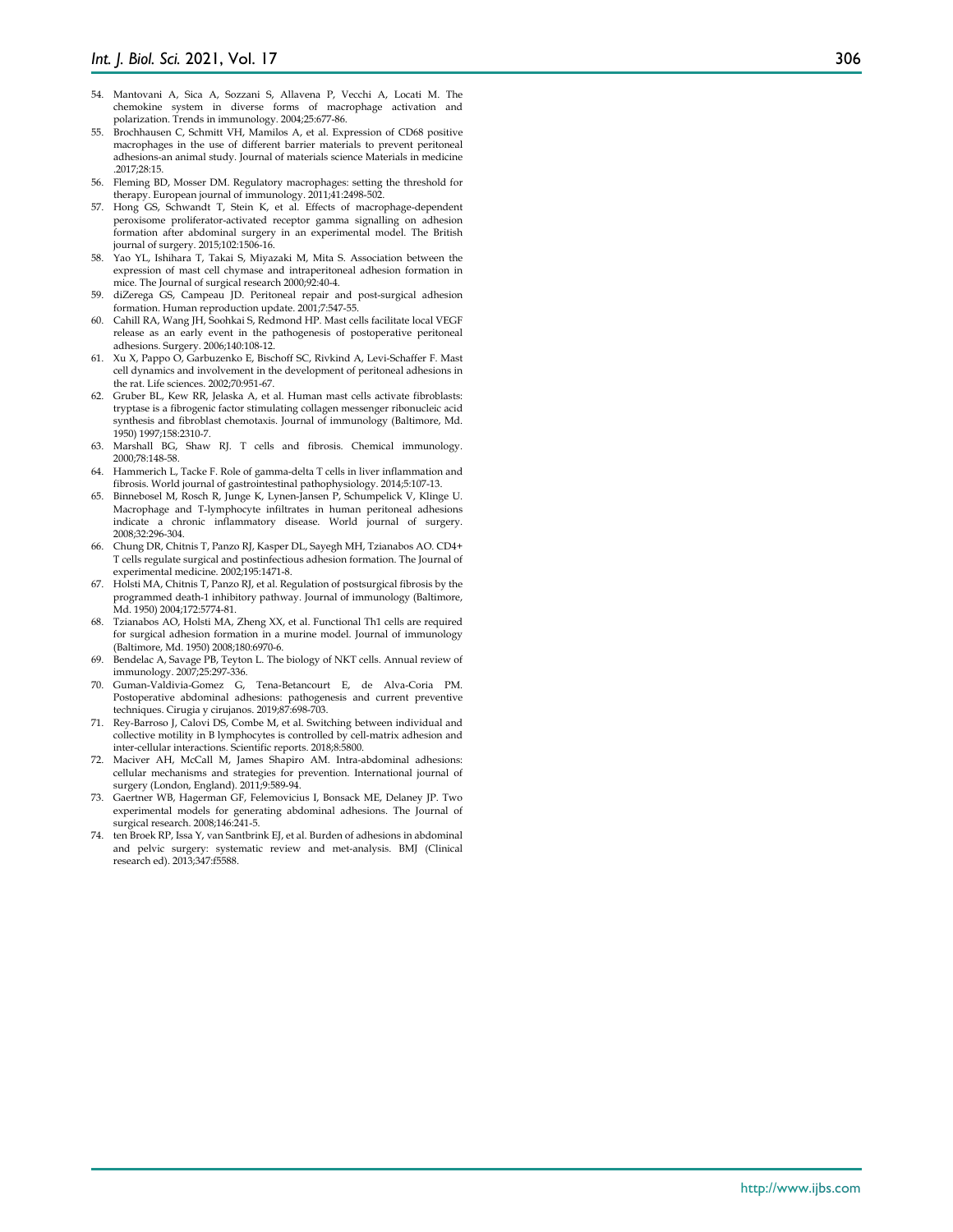54. Mantovani A, Sica A, Sozzani S, Allavena P, Vecchi A, Locati M. The chemokine system in diverse forms of macrophage activation and polarization. Trends in immunology. 2004;25:677-86.
55. Brochhausen C, Schmitt VH, Mamilos A, et al. Expression of CD68 positive macrophages in the use of different barrier materials to prevent peritoneal adhesions-an animal study. Journal of materials science Materials in medicine .2017;28:15.
56. Fleming BD, Mosser DM. Regulatory macrophages: setting the threshold for therapy. European journal of immunology. 2011;41:2498-502.
57. Hong GS, Schwandt T, Stein K, et al. Effects of macrophage-dependent peroxisome proliferator-activated receptor gamma signalling on adhesion formation after abdominal surgery in an experimental model. The British journal of surgery. 2015;102:1506-16.
58. Yao YL, Ishihara T, Takai S, Miyazaki M, Mita S. Association between the expression of mast cell chymase and intraperitoneal adhesion formation in mice. The Journal of surgical research 2000;92:40-4.
59. diZerega GS, Campeau JD. Peritoneal repair and post-surgical adhesion formation. Human reproduction update. 2001;7:547-55.
60. Cahill RA, Wang JH, Soohkai S, Redmond HP. Mast cells facilitate local VEGF release as an early event in the pathogenesis of postoperative peritoneal adhesions. Surgery. 2006;140:108-12.
61. Xu X, Pappo O, Garbuzenko E, Bischoff SC, Rivkind A, Levi-Schaffer F. Mast cell dynamics and involvement in the development of peritoneal adhesions in the rat. Life sciences. 2002;70:951-67.
62. Gruber BL, Kew RR, Jelaska A, et al. Human mast cells activate fibroblasts: tryptase is a fibrogenic factor stimulating collagen messenger ribonucleic acid synthesis and fibroblast chemotaxis. Journal of immunology (Baltimore, Md. 1950) 1997;158:2310-7.
63. Marshall BG, Shaw RJ. T cells and fibrosis. Chemical immunology. 2000;78:148-58.
64. Hammerich L, Tacke F. Role of gamma-delta T cells in liver inflammation and fibrosis. World journal of gastrointestinal pathophysiology. 2014;5:107-13.
65. Binnebosel M, Rosch R, Junge K, Lynen-Jansen P, Schumpelick V, Klinge U. Macrophage and T-lymphocyte infiltrates in human peritoneal adhesions indicate a chronic inflammatory disease. World journal of surgery. 2008;32:296-304.
66. Chung DR, Chitnis T, Panzo RJ, Kasper DL, Sayegh MH, Tzianabos AO. CD4+ T cells regulate surgical and postinfectious adhesion formation. The Journal of experimental medicine. 2002;195:1471-8.
67. Holsti MA, Chitnis T, Panzo RJ, et al. Regulation of postsurgical fibrosis by the programmed death-1 inhibitory pathway. Journal of immunology (Baltimore, Md. 1950) 2004;172:5774-81.
68. Tzianabos AO, Holsti MA, Zheng XX, et al. Functional Th1 cells are required for surgical adhesion formation in a murine model. Journal of immunology (Baltimore, Md. 1950) 2008;180:6970-6.
69. Bendelac A, Savage PB, Teyton L. The biology of NKT cells. Annual review of immunology. 2007;25:297-336.
70. Guman-Valdivia-Gomez G, Tena-Betancourt E, de Alva-Coria PM. Postoperative abdominal adhesions: pathogenesis and current preventive techniques. Cirugia y cirujanos. 2019;87:698-703.
71. Rey-Barroso J, Calovi DS, Combe M, et al. Switching between individual and collective motility in B lymphocytes is controlled by cell-matrix adhesion and inter-cellular interactions. Scientific reports. 2018;8:5800.
72. Maciver AH, McCall M, James Shapiro AM. Intra-abdominal adhesions: cellular mechanisms and strategies for prevention. International journal of surgery (London, England). 2011;9:589-94.
73. Gaertner WB, Hagerman GF, Felemovicius I, Bonsack ME, Delaney JP. Two experimental models for generating abdominal adhesions. The Journal of surgical research. 2008;146:241-5.
74. ten Broek RP, Issa Y, van Santbrink EJ, et al. Burden of adhesions in abdominal and pelvic surgery: systematic review and met-analysis. BMJ (Clinical research ed). 2013;347:f5588.